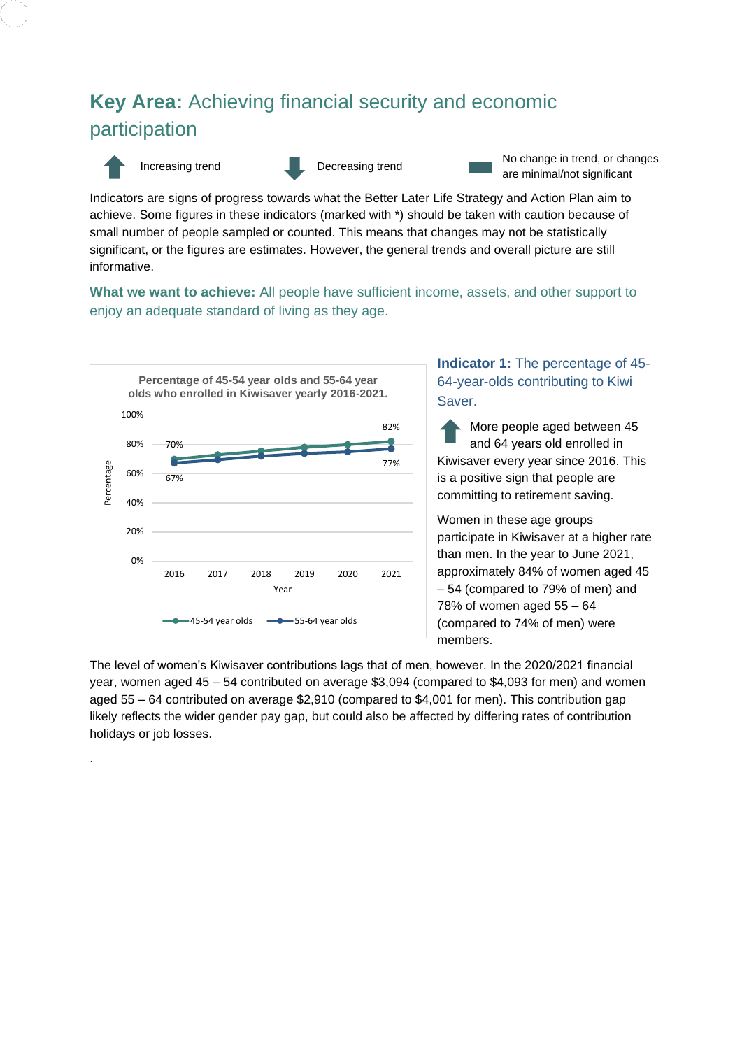# **Key Area:** Achieving financial security and economic participation

Increasing trend | Decreasing trend | No change in trend, or changes are minimal/not significant

Indicators are signs of progress towards what the Better Later Life Strategy and Action Plan aim to achieve. Some figures in these indicators (marked with *) should be taken with caution because of small number of people sampled or counted. This means that changes may not be statistically significant, or the figures are estimates. However, the general trends and overall picture are still informative.

**What we want to achieve:** All people have sufficient income, assets, and other support to enjoy an adequate standard of living as they age.

**Percentage of 45-54 year olds and 55-64 year olds who enrolled in Kiwisaver yearly 2016-2021.**

| Year | 45-54 year olds | 55-64 year olds |
|---|---|---|
| 2016 | 70% | 67% |
| 2021 | 82% | 77% |

### **Indicator 1:** The percentage of 45-64-year-olds contributing to Kiwi Saver.

More people aged between 45 and 64 years old enrolled in Kiwisaver every year since 2016. This is a positive sign that people are committing to retirement saving.

Women in these age groups participate in Kiwisaver at a higher rate than men. In the year to June 2021, approximately 84% of women aged 45 – 54 (compared to 79% of men) and 78% of women aged 55 – 64 (compared to 74% of men) were members.

The level of women's Kiwisaver contributions lags that of men, however. In the 2020/2021 financial year, women aged 45 – 54 contributed on average $3,094 (compared to $4,093 for men) and women aged 55 – 64 contributed on average $2,910 (compared to $4,001 for men). This contribution gap likely reflects the wider gender pay gap, but could also be affected by differing rates of contribution holidays or job losses.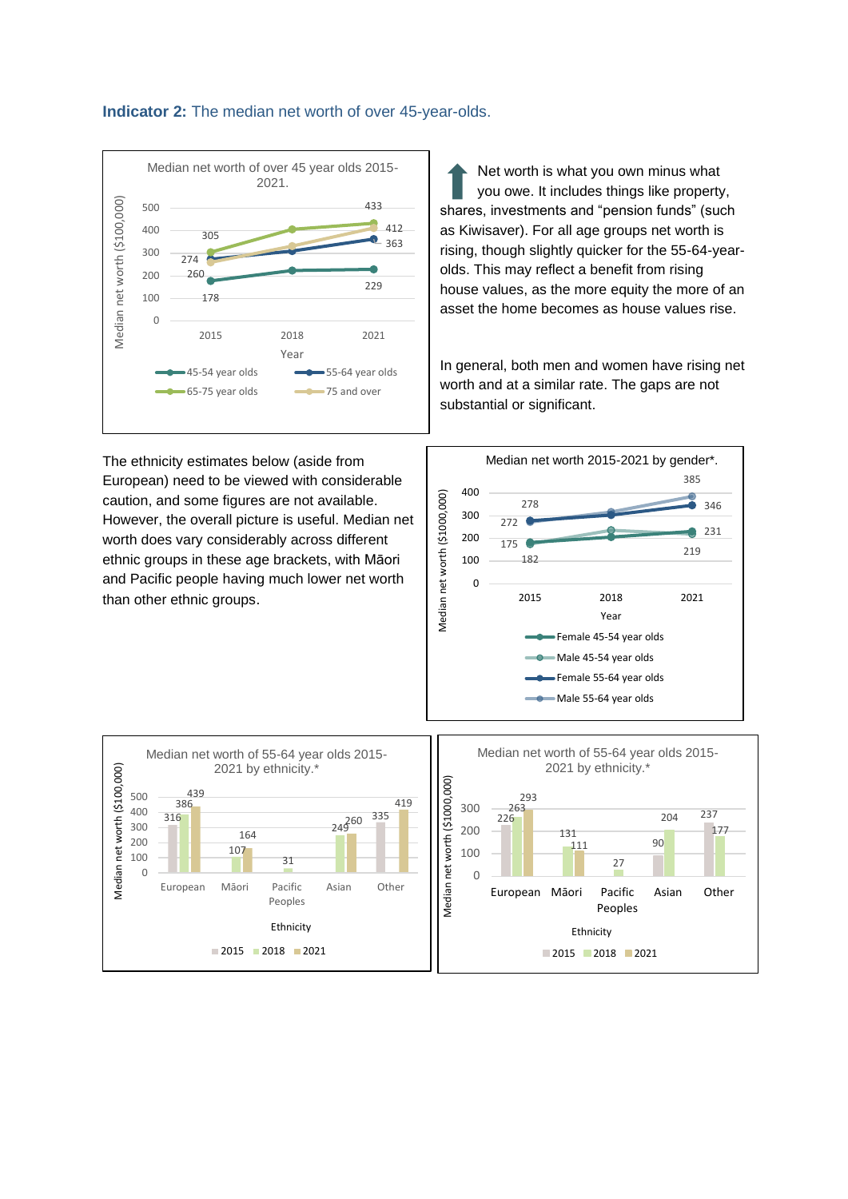**Indicator 2:** The median net worth of over 45-year-olds.

Median net worth of over 45 year olds 2015-2021.

| Year | 45-54 year olds | 55-64 year olds | 65-75 year olds | 75 and over |
|---|---|---|---|---|
| 2015 | 178 | 274 | 305 | 260 |
| 2021 | 229 | 363 | 433 | 412 |

Median net worth ($100,000)

Net worth is what you own minus what you owe. It includes things like property, shares, investments and "pension funds" (such as Kiwisaver). For all age groups net worth is rising, though slightly quicker for the 55-64-year-olds. This may reflect a benefit from rising house values, as the more equity the more of an asset the home becomes as house values rise.

In general, both men and women have rising net worth and at a similar rate. The gaps are not substantial or significant.

The ethnicity estimates below (aside from European) need to be viewed with considerable caution, and some figures are not available. However, the overall picture is useful. Median net worth does vary considerably across different ethnic groups in these age brackets, with Māori and Pacific people having much lower net worth than other ethnic groups.

Median net worth 2015-2021 by gender*.

| Year | Female 45-54 year olds | Male 45-54 year olds | Female 55-64 year olds | Male 55-64 year olds |
|---|---|---|---|---|
| 2015 | 182 | 175 | 278 | 272 |
| 2021 | 231 | 219 | 346 | 385 |

Median net worth ($1000,000)

Median net worth of 55-64 year olds 2015-2021 by ethnicity.*

| Ethnicity | 2015 | 2018 | 2021 |
|---|---|---|---|
| European | 316 | 386 | 439 |
| Māori | | 107 | 164 |
| Pacific Peoples | | 31 | |
| Asian | | 249 | 260 |
| Other | 335 | | 419 |

Median net worth ($100,000)

Median net worth of 55-64 year olds 2015-2021 by ethnicity.*

| Ethnicity | 2015 | 2018 | 2021 |
|---|---|---|---|
| European | 226 | 263 | 293 |
| Māori | | 131 | 111 |
| Pacific Peoples | | 27 | |
| Asian | 90 | 204 | |
| Other | 237 | 177 | |

Median net worth ($1000,000)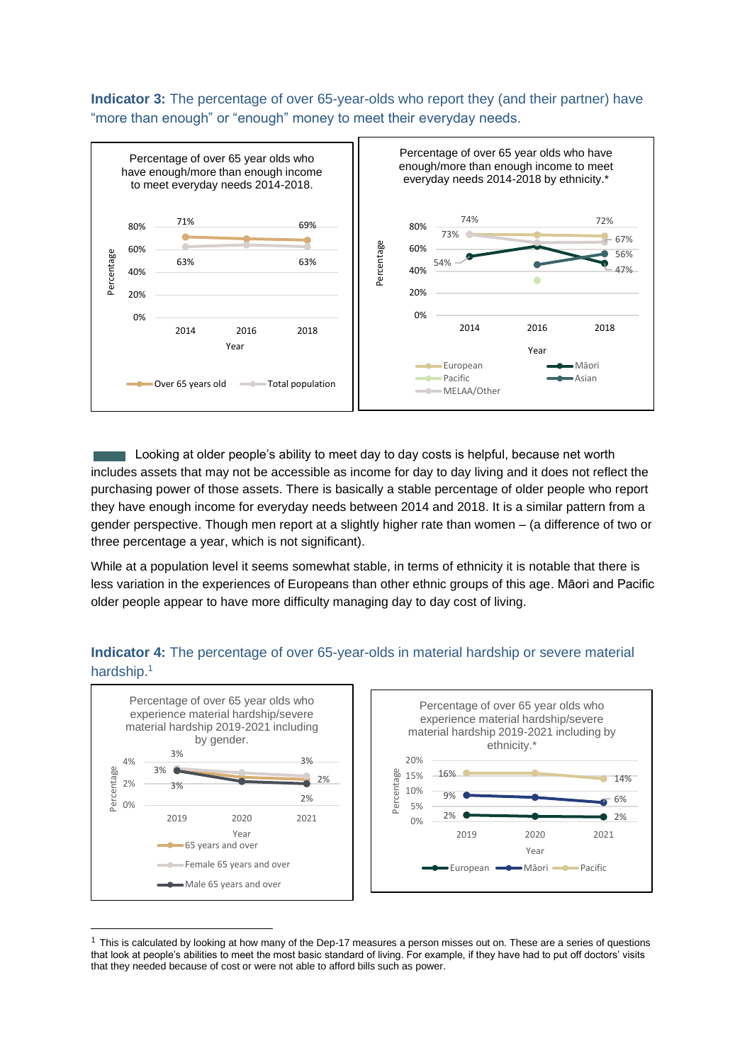**Indicator 3:** The percentage of over 65-year-olds who report they (and their partner) have "more than enough" or "enough" money to meet their everyday needs.

Percentage of over 65 year olds who have enough/more than enough income to meet everyday needs 2014-2018.

| Year | Over 65 years old | Total population |
|---|---|---|
| 2014 | 71% | 63% |
| 2018 | 69% | 63% |

Percentage of over 65 year olds who have enough/more than enough income to meet everyday needs 2014-2018 by ethnicity.*

Looking at older people's ability to meet day to day costs is helpful, because net worth includes assets that may not be accessible as income for day to day living and it does not reflect the purchasing power of those assets. There is basically a stable percentage of older people who report they have enough income for everyday needs between 2014 and 2018. It is a similar pattern from a gender perspective. Though men report at a slightly higher rate than women – (a difference of two or three percentage a year, which is not significant).

While at a population level it seems somewhat stable, in terms of ethnicity it is notable that there is less variation in the experiences of Europeans than other ethnic groups of this age. Māori and Pacific older people appear to have more difficulty managing day to day cost of living.

**Indicator 4:** The percentage of over 65-year-olds in material hardship or severe material hardship.[1]

Percentage of over 65 year olds who experience material hardship/severe material hardship 2019-2021 including by gender.

Percentage of over 65 year olds who experience material hardship/severe material hardship 2019-2021 including by ethnicity.*

| Year | European | Māori | Pacific |
|---|---|---|---|
| 2019 | 2% | 9% | 16% |
| 2021 | 2% | 6% | 14% |

[1] This is calculated by looking at how many of the Dep-17 measures a person misses out on. These are a series of questions that look at people's abilities to meet the most basic standard of living. For example, if they have had to put off doctors' visits that they needed because of cost or were not able to afford bills such as power.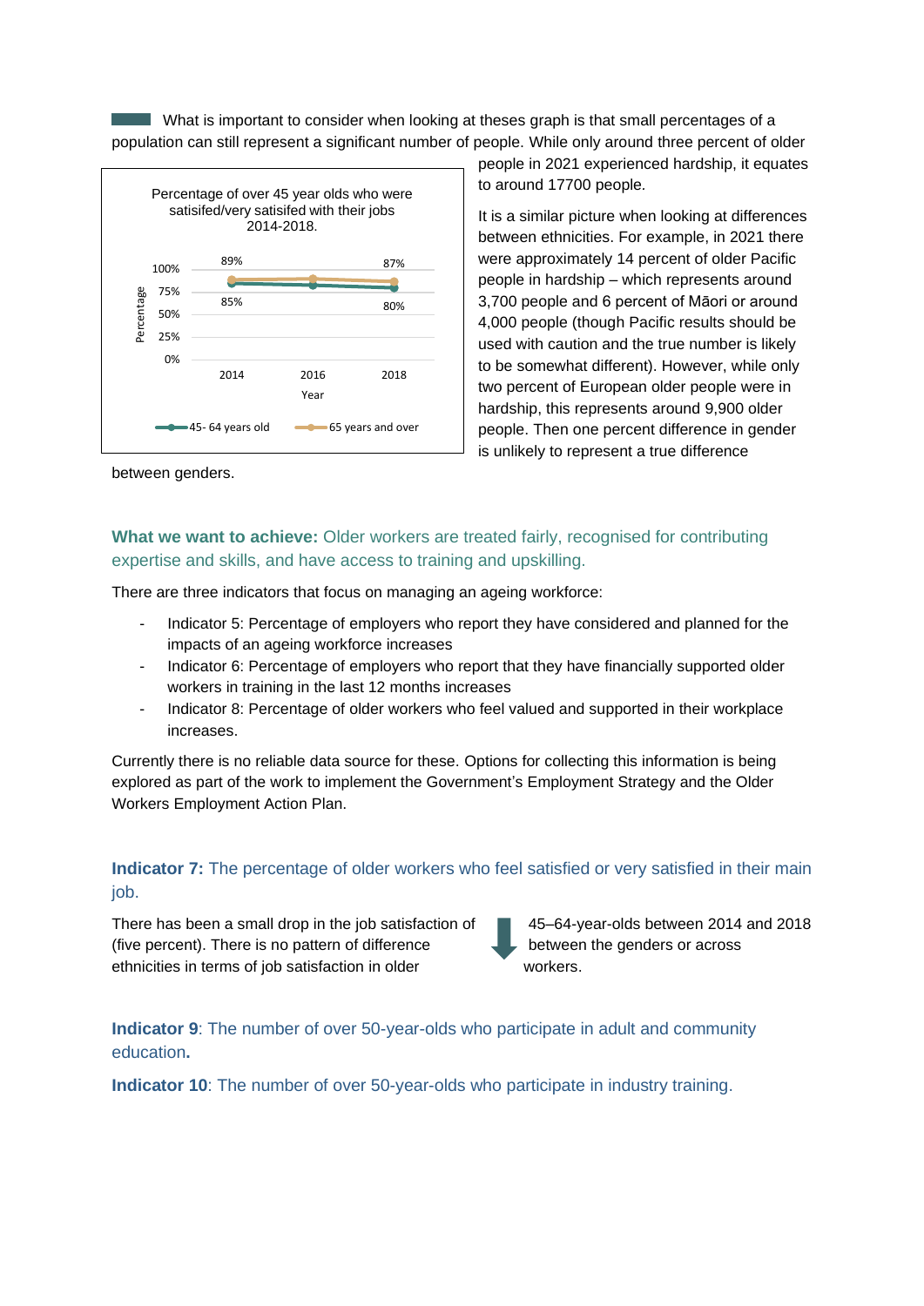What is important to consider when looking at theses graph is that small percentages of a population can still represent a significant number of people. While only around three percent of older people in 2021 experienced hardship, it equates to around 17700 people.

Percentage of over 45 year olds who were satisifed/very satisifed with their jobs 2014-2018.

| Year | 45- 64 years old | 65 years and over |
| --- | --- | --- |
| 2014 | 85% | 89% |
| 2018 | 80% | 87% |

It is a similar picture when looking at differences between ethnicities. For example, in 2021 there were approximately 14 percent of older Pacific people in hardship – which represents around 3,700 people and 6 percent of Māori or around 4,000 people (though Pacific results should be used with caution and the true number is likely to be somewhat different). However, while only two percent of European older people were in hardship, this represents around 9,900 older people. Then one percent difference in gender is unlikely to represent a true difference between genders.

**What we want to achieve:** Older workers are treated fairly, recognised for contributing expertise and skills, and have access to training and upskilling.

There are three indicators that focus on managing an ageing workforce:

- Indicator 5: Percentage of employers who report they have considered and planned for the impacts of an ageing workforce increases
- Indicator 6: Percentage of employers who report that they have financially supported older workers in training in the last 12 months increases
- Indicator 8: Percentage of older workers who feel valued and supported in their workplace increases.

Currently there is no reliable data source for these. Options for collecting this information is being explored as part of the work to implement the Government's Employment Strategy and the Older Workers Employment Action Plan.

**Indicator 7:** The percentage of older workers who feel satisfied or very satisfied in their main job.

There has been a small drop in the job satisfaction of 45–64-year-olds between 2014 and 2018 (five percent). There is no pattern of difference between the genders or across ethnicities in terms of job satisfaction in older workers.

**Indicator 9**: The number of over 50-year-olds who participate in adult and community education**.**

**Indicator 10**: The number of over 50-year-olds who participate in industry training.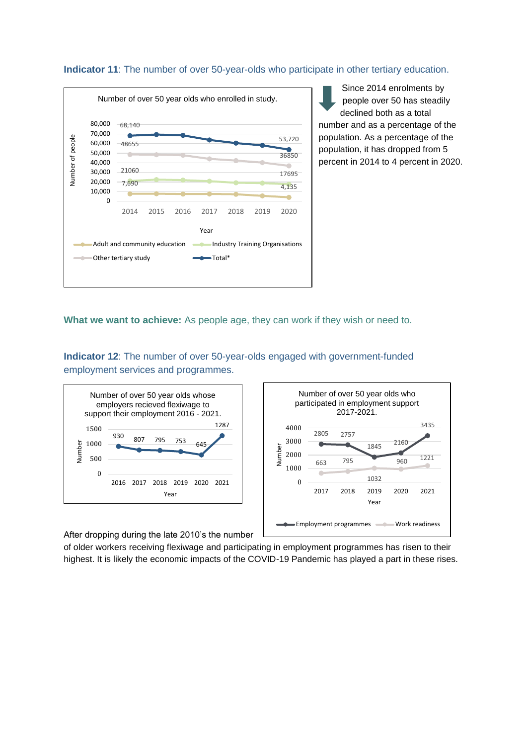**Indicator 11**: The number of over 50-year-olds who participate in other tertiary education.

Number of over 50 year olds who enrolled in study.

| Year | Adult and community education | Industry Training Organisations | Other tertiary study | Total* |
|---|---|---|---|---|
| 2014 | 7,690 | 21060 | 48655 | 68,140 |
| 2020 | 4,135 | 17695 | 36850 | 53,720 |

Since 2014 enrolments by people over 50 has steadily declined both as a total number and as a percentage of the population. As a percentage of the population, it has dropped from 5 percent in 2014 to 4 percent in 2020.

**What we want to achieve:** As people age, they can work if they wish or need to.

**Indicator 12**: The number of over 50-year-olds engaged with government-funded employment services and programmes.

Number of over 50 year olds whose employers recieved flexiwage to support their employment 2016 - 2021.

| Year | 2016 | 2017 | 2018 | 2019 | 2020 | 2021 |
|---|---|---|---|---|---|---|
| Number | 930 | 807 | 795 | 753 | 645 | 1287 |

Number of over 50 year olds who participated in employment support 2017-2021.

| Year | Employment programmes | Work readiness |
|---|---|---|
| 2017 | 2805 | 663 |
| 2018 | 2757 | 795 |
| 2019 | 1845 | 1032 |
| 2020 | 2160 | 960 |
| 2021 | 3435 | 1221 |

After dropping during the late 2010's the number of older workers receiving flexiwage and participating in employment programmes has risen to their highest. It is likely the economic impacts of the COVID-19 Pandemic has played a part in these rises.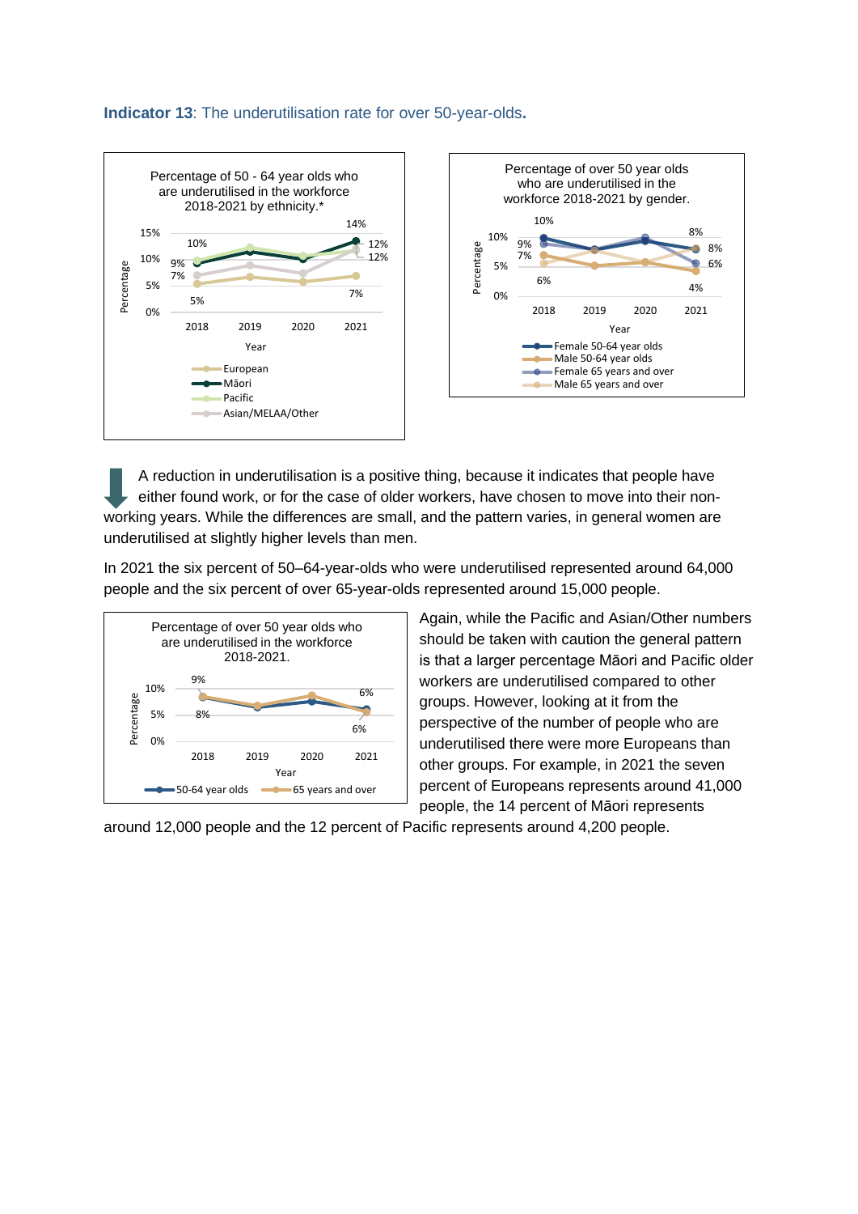**Indicator 13**: The underutilisation rate for over 50-year-olds.

Percentage of 50 - 64 year olds who are underutilised in the workforce 2018-2021 by ethnicity.*

Percentage of over 50 year olds who are underutilised in the workforce 2018-2021 by gender.

A reduction in underutilisation is a positive thing, because it indicates that people have either found work, or for the case of older workers, have chosen to move into their non-working years. While the differences are small, and the pattern varies, in general women are underutilised at slightly higher levels than men.

In 2021 the six percent of 50–64-year-olds who were underutilised represented around 64,000 people and the six percent of over 65-year-olds represented around 15,000 people.

Percentage of over 50 year olds who are underutilised in the workforce 2018-2021.

Again, while the Pacific and Asian/Other numbers should be taken with caution the general pattern is that a larger percentage Māori and Pacific older workers are underutilised compared to other groups. However, looking at it from the perspective of the number of people who are underutilised there were more Europeans than other groups. For example, in 2021 the seven percent of Europeans represents around 41,000 people, the 14 percent of Māori represents around 12,000 people and the 12 percent of Pacific represents around 4,200 people.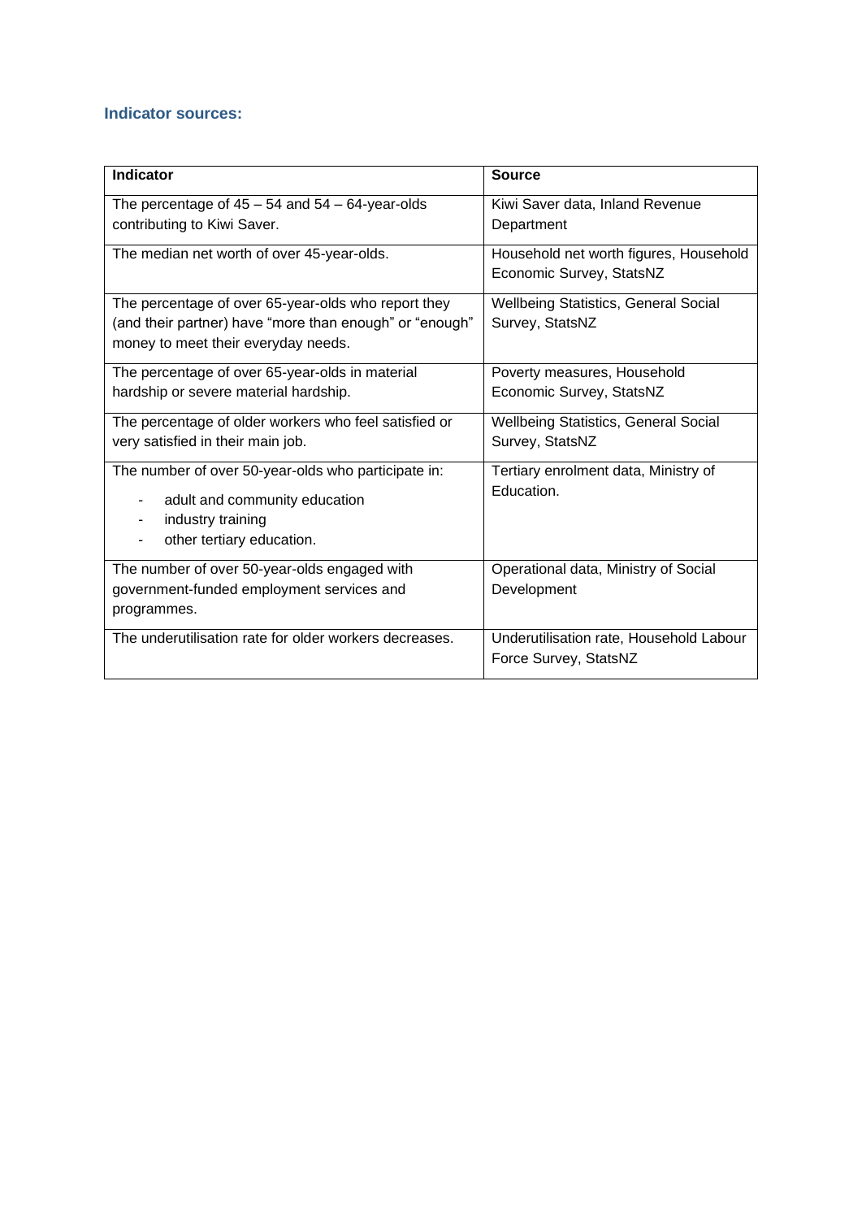### Indicator sources:

| Indicator | Source |
| --- | --- |
| The percentage of 45 – 54 and 54 – 64-year-olds contributing to Kiwi Saver. | Kiwi Saver data, Inland Revenue Department |
| The median net worth of over 45-year-olds. | Household net worth figures, Household Economic Survey, StatsNZ |
| The percentage of over 65-year-olds who report they (and their partner) have "more than enough" or "enough" money to meet their everyday needs. | Wellbeing Statistics, General Social Survey, StatsNZ |
| The percentage of over 65-year-olds in material hardship or severe material hardship. | Poverty measures, Household Economic Survey, StatsNZ |
| The percentage of older workers who feel satisfied or very satisfied in their main job. | Wellbeing Statistics, General Social Survey, StatsNZ |
| The number of over 50-year-olds who participate in: <br>- adult and community education <br>- industry training <br>- other tertiary education. | Tertiary enrolment data, Ministry of Education. |
| The number of over 50-year-olds engaged with government-funded employment services and programmes. | Operational data, Ministry of Social Development |
| The underutilisation rate for older workers decreases. | Underutilisation rate, Household Labour Force Survey, StatsNZ |